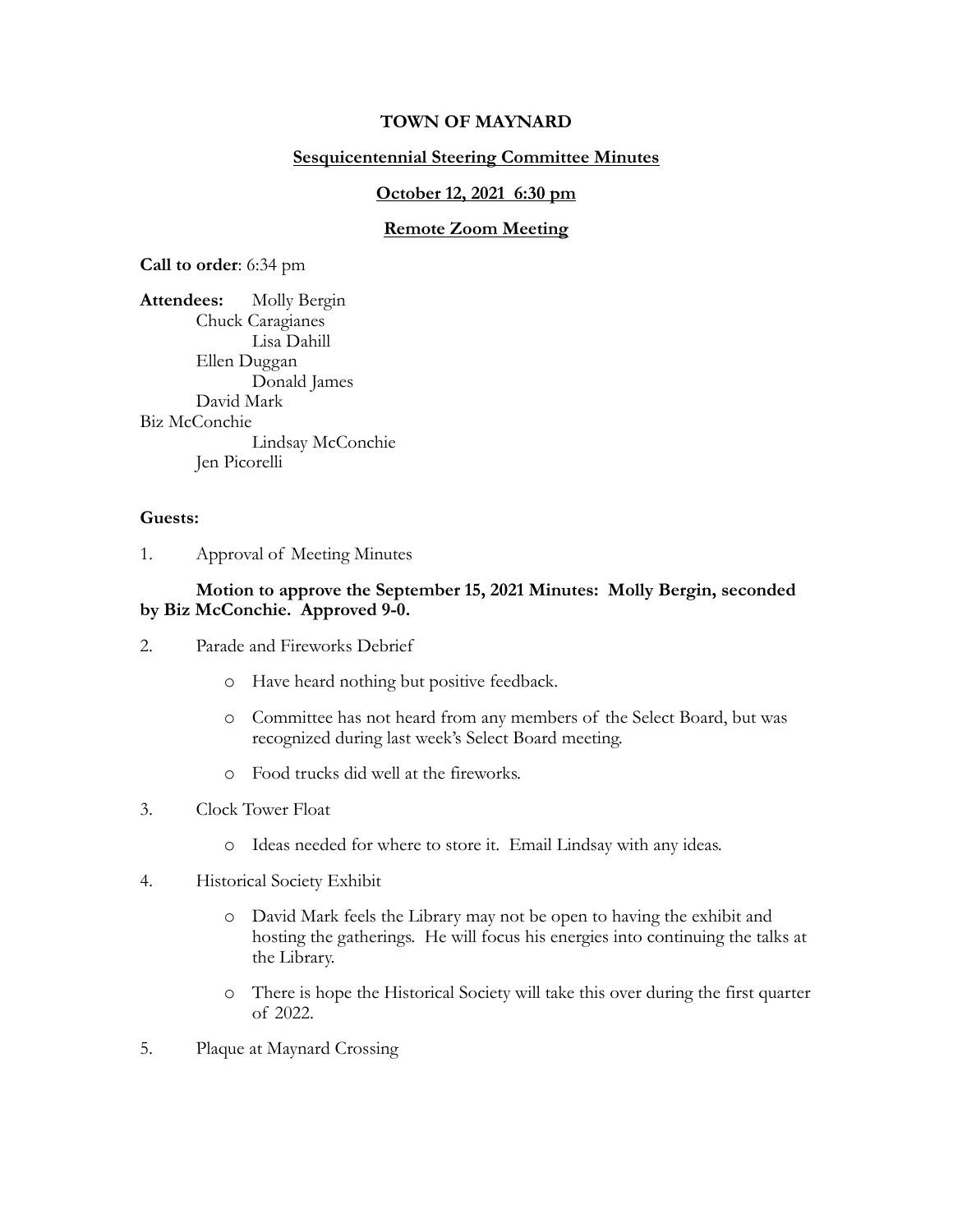**TOWN OF MAYNARD**

**Sesquicentennial Steering Committee Minutes**

**October 12, 2021 6:30 pm**

**Remote Zoom Meeting**

**Call to order**: 6:34 pm

**Attendees:** Molly Bergin
Chuck Caragianes
Lisa Dahill
Ellen Duggan
Donald James
David Mark
Biz McConchie
Lindsay McConchie
Jen Picorelli

**Guests:**

1. Approval of Meeting Minutes

   **Motion to approve the September 15, 2021 Minutes: Molly Bergin, seconded by Biz McConchie. Approved 9-0.**

2. Parade and Fireworks Debrief

   - Have heard nothing but positive feedback.
   - Committee has not heard from any members of the Select Board, but was recognized during last week's Select Board meeting.
   - Food trucks did well at the fireworks.

3. Clock Tower Float

   - Ideas needed for where to store it. Email Lindsay with any ideas.

4. Historical Society Exhibit

   - David Mark feels the Library may not be open to having the exhibit and hosting the gatherings. He will focus his energies into continuing the talks at the Library.
   - There is hope the Historical Society will take this over during the first quarter of 2022.

5. Plaque at Maynard Crossing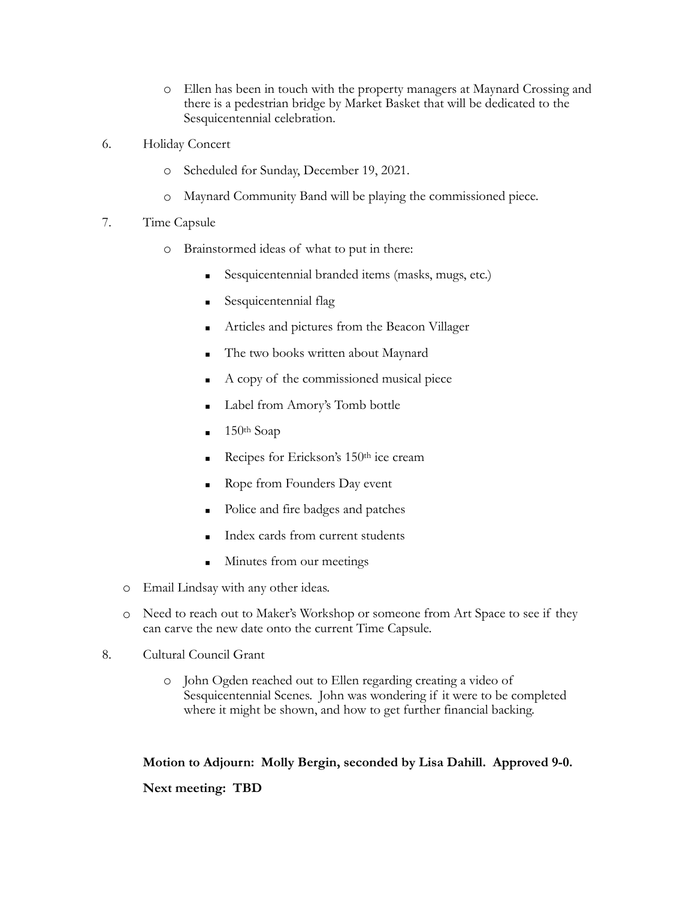- Ellen has been in touch with the property managers at Maynard Crossing and there is a pedestrian bridge by Market Basket that will be dedicated to the Sesquicentennial celebration.

6. Holiday Concert
   - Scheduled for Sunday, December 19, 2021.
   - Maynard Community Band will be playing the commissioned piece.

7. Time Capsule
   - Brainstormed ideas of what to put in there:
     - Sesquicentennial branded items (masks, mugs, etc.)
     - Sesquicentennial flag
     - Articles and pictures from the Beacon Villager
     - The two books written about Maynard
     - A copy of the commissioned musical piece
     - Label from Amory's Tomb bottle
     - 150th Soap
     - Recipes for Erickson's 150th ice cream
     - Rope from Founders Day event
     - Police and fire badges and patches
     - Index cards from current students
     - Minutes from our meetings
   - Email Lindsay with any other ideas.
   - Need to reach out to Maker's Workshop or someone from Art Space to see if they can carve the new date onto the current Time Capsule.

8. Cultural Council Grant
   - John Ogden reached out to Ellen regarding creating a video of Sesquicentennial Scenes. John was wondering if it were to be completed where it might be shown, and how to get further financial backing.

**Motion to Adjourn: Molly Bergin, seconded by Lisa Dahill. Approved 9-0.**

**Next meeting: TBD**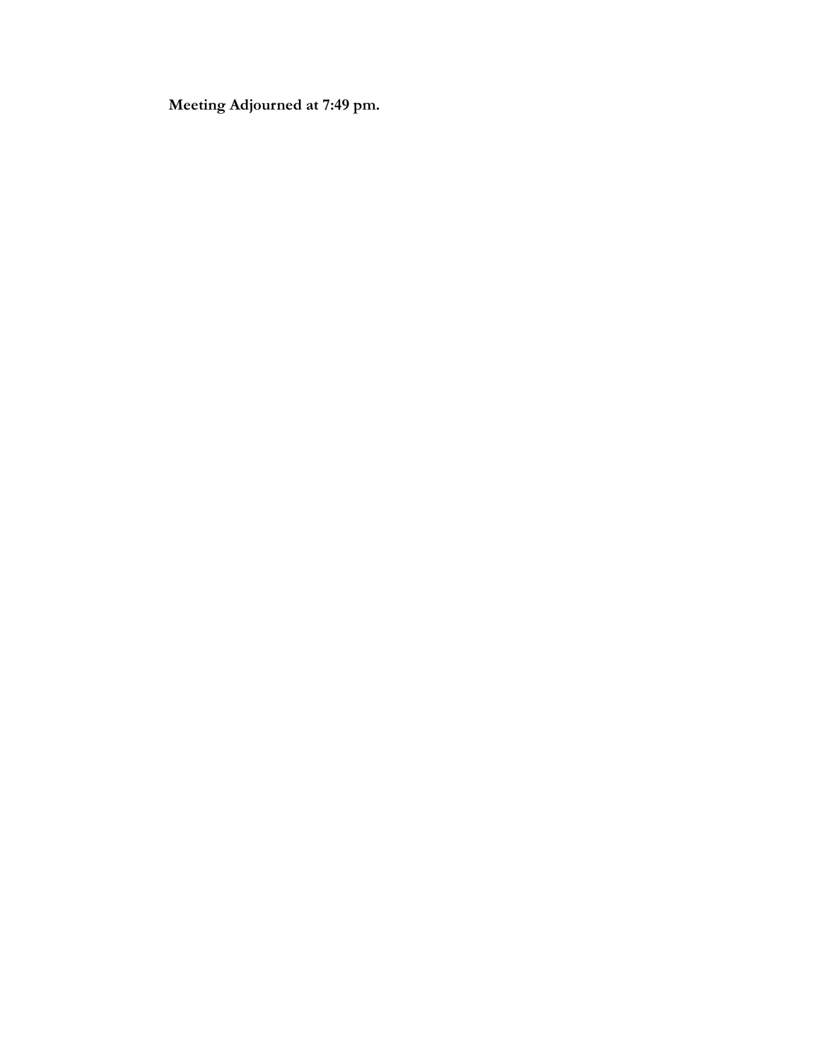**Meeting Adjourned at 7:49 pm.**